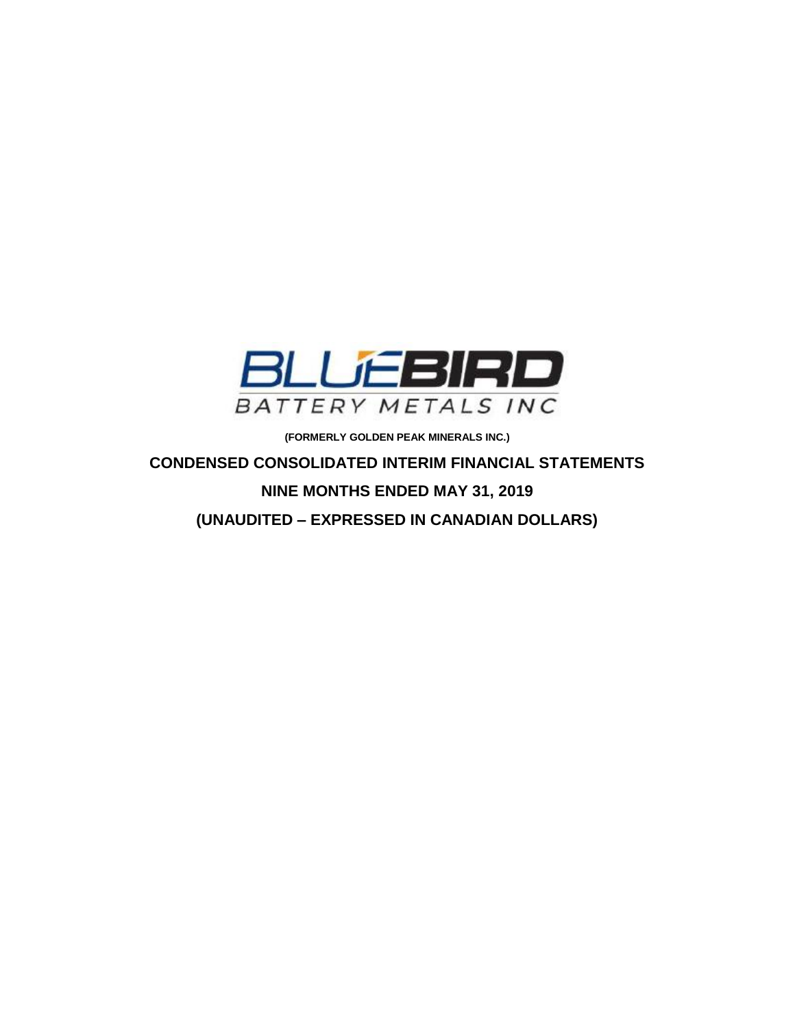BLUEBIRD

BATTERY METALS INC

**(FORMERLY GOLDEN PEAK MINERALS INC.)**

**CONDENSED CONSOLIDATED INTERIM FINANCIAL STATEMENTS**

**NINE MONTHS ENDED MAY 31, 2019**

**(UNAUDITED – EXPRESSED IN CANADIAN DOLLARS)**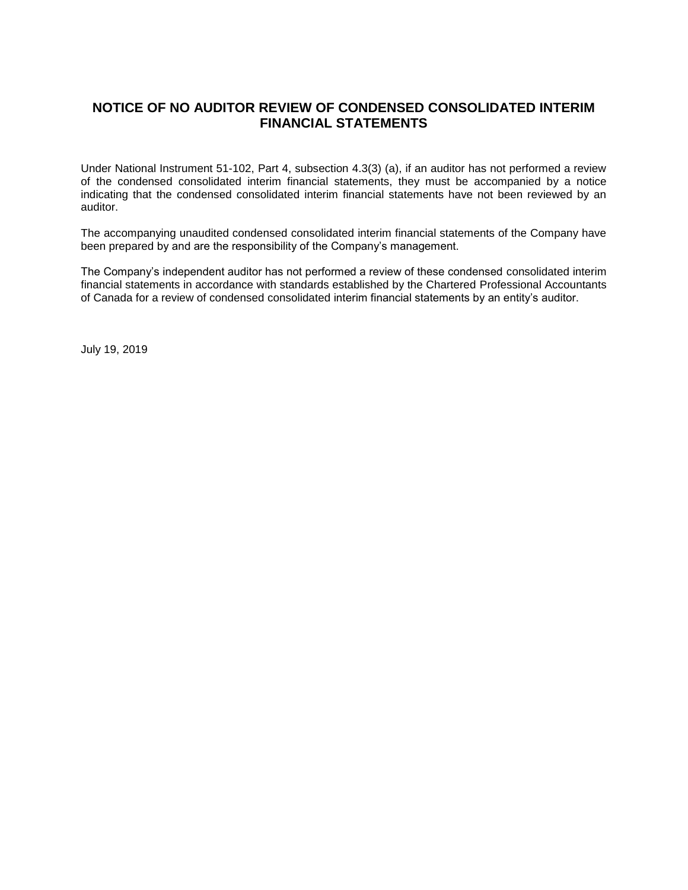# NOTICE OF NO AUDITOR REVIEW OF CONDENSED CONSOLIDATED INTERIM FINANCIAL STATEMENTS

Under National Instrument 51-102, Part 4, subsection 4.3(3) (a), if an auditor has not performed a review of the condensed consolidated interim financial statements, they must be accompanied by a notice indicating that the condensed consolidated interim financial statements have not been reviewed by an auditor.

The accompanying unaudited condensed consolidated interim financial statements of the Company have been prepared by and are the responsibility of the Company's management.

The Company's independent auditor has not performed a review of these condensed consolidated interim financial statements in accordance with standards established by the Chartered Professional Accountants of Canada for a review of condensed consolidated interim financial statements by an entity's auditor.

July 19, 2019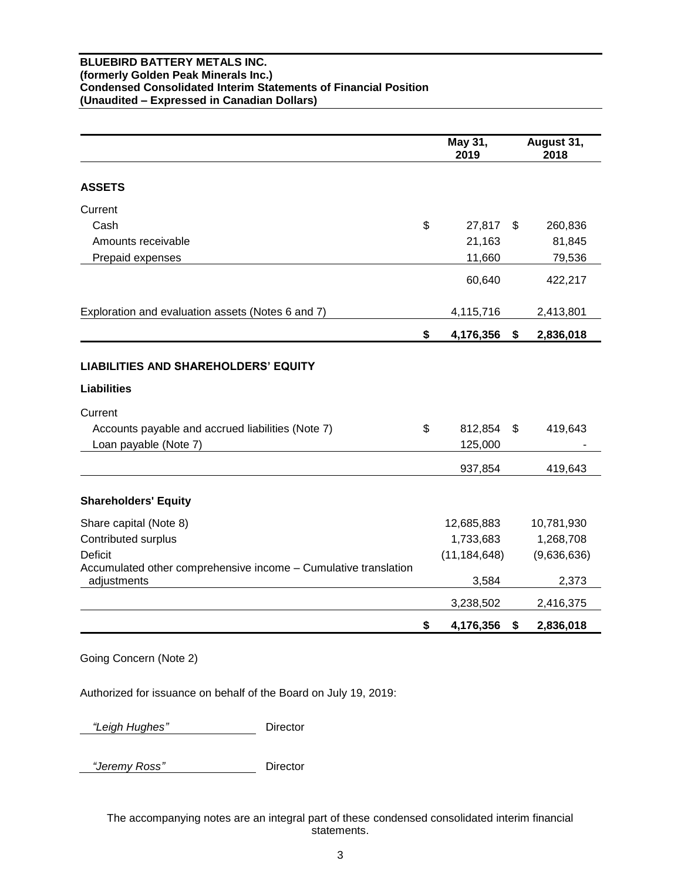**BLUEBIRD BATTERY METALS INC.**
**(formerly Golden Peak Minerals Inc.)**
**Condensed Consolidated Interim Statements of Financial Position**
**(Unaudited – Expressed in Canadian Dollars)**

| | May 31, 2019 | August 31, 2018 |
|---|---|---|
| **ASSETS** | | |
| Current | | |
| Cash | $ 27,817 | $ 260,836 |
| Amounts receivable | 21,163 | 81,845 |
| Prepaid expenses | 11,660 | 79,536 |
| | 60,640 | 422,217 |
| Exploration and evaluation assets (Notes 6 and 7) | 4,115,716 | 2,413,801 |
| | **$ 4,176,356** | **$ 2,836,018** |
| **LIABILITIES AND SHAREHOLDERS' EQUITY** | | |
| **Liabilities** | | |
| Current | | |
| Accounts payable and accrued liabilities (Note 7) | $ 812,854 | $ 419,643 |
| Loan payable (Note 7) | 125,000 | - |
| | 937,854 | 419,643 |
| **Shareholders' Equity** | | |
| Share capital (Note 8) | 12,685,883 | 10,781,930 |
| Contributed surplus | 1,733,683 | 1,268,708 |
| Deficit | (11,184,648) | (9,636,636) |
| Accumulated other comprehensive income – Cumulative translation adjustments | 3,584 | 2,373 |
| | 3,238,502 | 2,416,375 |
| | **$ 4,176,356** | **$ 2,836,018** |

Going Concern (Note 2)

Authorized for issuance on behalf of the Board on July 19, 2019:

*"Leigh Hughes"* Director

*"Jeremy Ross"* Director

The accompanying notes are an integral part of these condensed consolidated interim financial statements.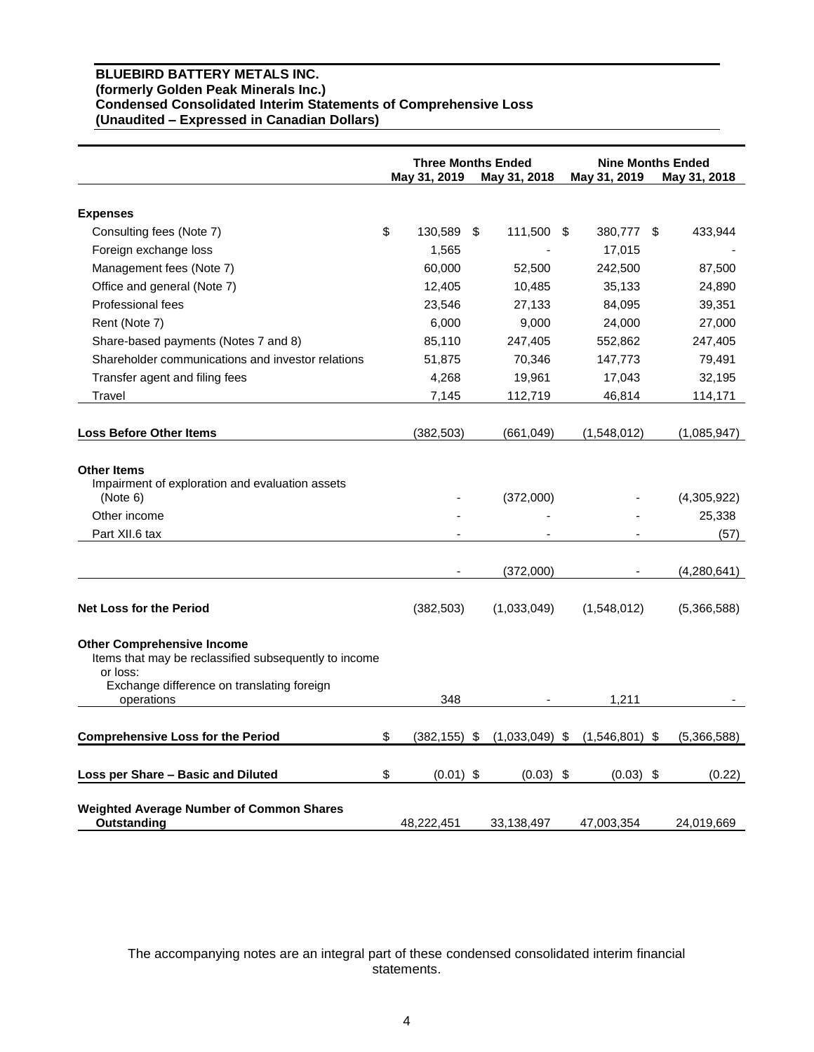**BLUEBIRD BATTERY METALS INC.**
**(formerly Golden Peak Minerals Inc.)**
**Condensed Consolidated Interim Statements of Comprehensive Loss**
**(Unaudited – Expressed in Canadian Dollars)**

| | Three Months Ended | | Nine Months Ended | |
|---|---|---|---|---|
| | May 31, 2019 | May 31, 2018 | May 31, 2019 | May 31, 2018 |
| **Expenses** | | | | |
| Consulting fees (Note 7) | $ 130,589 | $ 111,500 | $ 380,777 | $ 433,944 |
| Foreign exchange loss | 1,565 | - | 17,015 | - |
| Management fees (Note 7) | 60,000 | 52,500 | 242,500 | 87,500 |
| Office and general (Note 7) | 12,405 | 10,485 | 35,133 | 24,890 |
| Professional fees | 23,546 | 27,133 | 84,095 | 39,351 |
| Rent (Note 7) | 6,000 | 9,000 | 24,000 | 27,000 |
| Share-based payments (Notes 7 and 8) | 85,110 | 247,405 | 552,862 | 247,405 |
| Shareholder communications and investor relations | 51,875 | 70,346 | 147,773 | 79,491 |
| Transfer agent and filing fees | 4,268 | 19,961 | 17,043 | 32,195 |
| Travel | 7,145 | 112,719 | 46,814 | 114,171 |
| **Loss Before Other Items** | (382,503) | (661,049) | (1,548,012) | (1,085,947) |
| **Other Items** | | | | |
| Impairment of exploration and evaluation assets (Note 6) | - | (372,000) | - | (4,305,922) |
| Other income | - | - | - | 25,338 |
| Part XII.6 tax | - | - | - | (57) |
| | - | (372,000) | - | (4,280,641) |
| **Net Loss for the Period** | (382,503) | (1,033,049) | (1,548,012) | (5,366,588) |
| **Other Comprehensive Income** | | | | |
| Items that may be reclassified subsequently to income or loss: | | | | |
| Exchange difference on translating foreign operations | 348 | - | 1,211 | - |
| **Comprehensive Loss for the Period** | $ (382,155) | $ (1,033,049) | $ (1,546,801) | $ (5,366,588) |
| **Loss per Share – Basic and Diluted** | $ (0.01) | $ (0.03) | $ (0.03) | $ (0.22) |
| **Weighted Average Number of Common Shares Outstanding** | 48,222,451 | 33,138,497 | 47,003,354 | 24,019,669 |

The accompanying notes are an integral part of these condensed consolidated interim financial statements.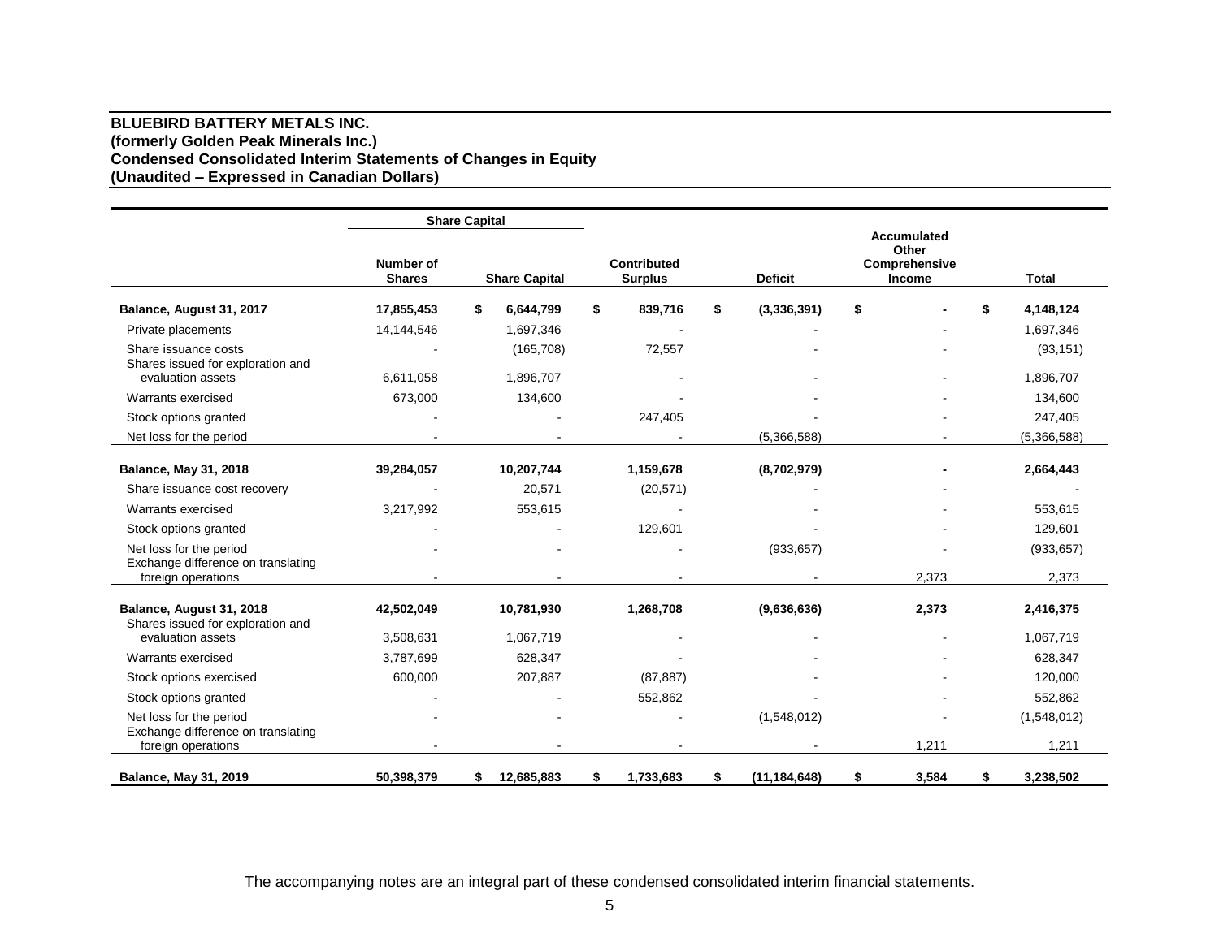**BLUEBIRD BATTERY METALS INC.**
**(formerly Golden Peak Minerals Inc.)**
**Condensed Consolidated Interim Statements of Changes in Equity**
**(Unaudited – Expressed in Canadian Dollars)**

| | Share Capital | | | | | |
|---|---|---|---|---|---|---|
| | Number of Shares | Share Capital | Contributed Surplus | Deficit | Accumulated Other Comprehensive Income | Total |
| **Balance, August 31, 2017** | **17,855,453** | **$ 6,644,799** | **$ 839,716** | **$ (3,336,391)** | **$ -** | **$ 4,148,124** |
| Private placements | 14,144,546 | 1,697,346 | - | - | - | 1,697,346 |
| Share issuance costs | - | (165,708) | 72,557 | - | - | (93,151) |
| Shares issued for exploration and evaluation assets | 6,611,058 | 1,896,707 | - | - | - | 1,896,707 |
| Warrants exercised | 673,000 | 134,600 | - | - | - | 134,600 |
| Stock options granted | - | - | 247,405 | - | - | 247,405 |
| Net loss for the period | - | - | - | (5,366,588) | - | (5,366,588) |
| **Balance, May 31, 2018** | **39,284,057** | **10,207,744** | **1,159,678** | **(8,702,979)** | **-** | **2,664,443** |
| Share issuance cost recovery | - | 20,571 | (20,571) | - | - | - |
| Warrants exercised | 3,217,992 | 553,615 | - | - | - | 553,615 |
| Stock options granted | - | - | 129,601 | - | - | 129,601 |
| Net loss for the period | - | - | - | (933,657) | - | (933,657) |
| Exchange difference on translating foreign operations | - | - | - | - | 2,373 | 2,373 |
| **Balance, August 31, 2018** | **42,502,049** | **10,781,930** | **1,268,708** | **(9,636,636)** | **2,373** | **2,416,375** |
| Shares issued for exploration and evaluation assets | 3,508,631 | 1,067,719 | - | - | - | 1,067,719 |
| Warrants exercised | 3,787,699 | 628,347 | - | - | - | 628,347 |
| Stock options exercised | 600,000 | 207,887 | (87,887) | - | - | 120,000 |
| Stock options granted | - | - | 552,862 | - | - | 552,862 |
| Net loss for the period | - | - | - | (1,548,012) | - | (1,548,012) |
| Exchange difference on translating foreign operations | - | - | - | - | 1,211 | 1,211 |
| **Balance, May 31, 2019** | **50,398,379** | **$ 12,685,883** | **$ 1,733,683** | **$ (11,184,648)** | **$ 3,584** | **$ 3,238,502** |

The accompanying notes are an integral part of these condensed consolidated interim financial statements.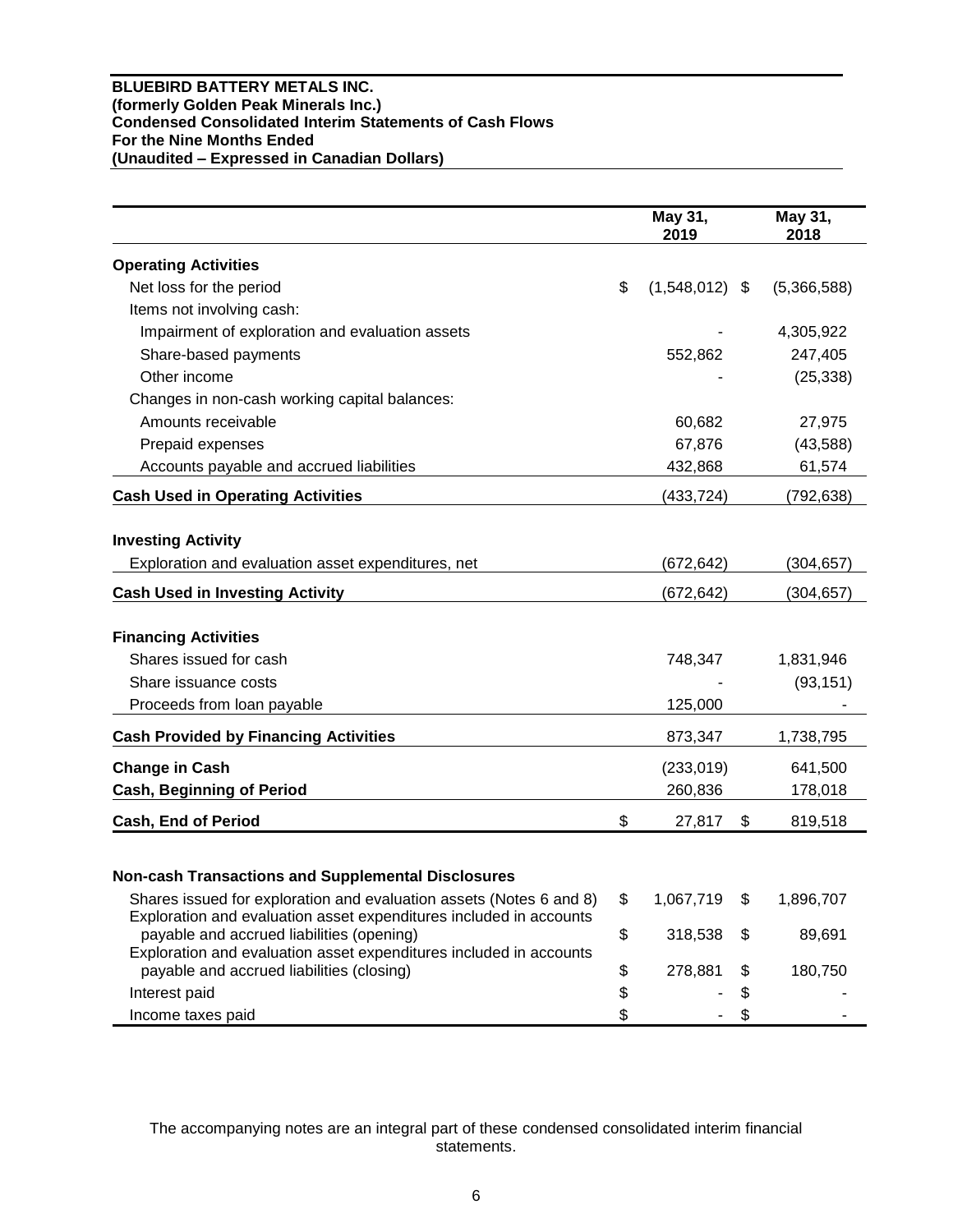**BLUEBIRD BATTERY METALS INC.**
**(formerly Golden Peak Minerals Inc.)**
**Condensed Consolidated Interim Statements of Cash Flows**
**For the Nine Months Ended**
**(Unaudited – Expressed in Canadian Dollars)**

| | May 31, 2019 | May 31, 2018 |
|---|---|---|
| **Operating Activities** | | |
| Net loss for the period | $ (1,548,012) | $ (5,366,588) |
| Items not involving cash: | | |
| Impairment of exploration and evaluation assets | - | 4,305,922 |
| Share-based payments | 552,862 | 247,405 |
| Other income | - | (25,338) |
| Changes in non-cash working capital balances: | | |
| Amounts receivable | 60,682 | 27,975 |
| Prepaid expenses | 67,876 | (43,588) |
| Accounts payable and accrued liabilities | 432,868 | 61,574 |
| **Cash Used in Operating Activities** | (433,724) | (792,638) |
| **Investing Activity** | | |
| Exploration and evaluation asset expenditures, net | (672,642) | (304,657) |
| **Cash Used in Investing Activity** | (672,642) | (304,657) |
| **Financing Activities** | | |
| Shares issued for cash | 748,347 | 1,831,946 |
| Share issuance costs | - | (93,151) |
| Proceeds from loan payable | 125,000 | - |
| **Cash Provided by Financing Activities** | 873,347 | 1,738,795 |
| **Change in Cash** | (233,019) | 641,500 |
| **Cash, Beginning of Period** | 260,836 | 178,018 |
| **Cash, End of Period** | $ 27,817 | $ 819,518 |
| **Non-cash Transactions and Supplemental Disclosures** | | |
| Shares issued for exploration and evaluation assets (Notes 6 and 8) | $ 1,067,719 | $ 1,896,707 |
| Exploration and evaluation asset expenditures included in accounts payable and accrued liabilities (opening) | $ 318,538 | $ 89,691 |
| Exploration and evaluation asset expenditures included in accounts payable and accrued liabilities (closing) | $ 278,881 | $ 180,750 |
| Interest paid | $ - | $ - |
| Income taxes paid | $ - | $ - |

The accompanying notes are an integral part of these condensed consolidated interim financial statements.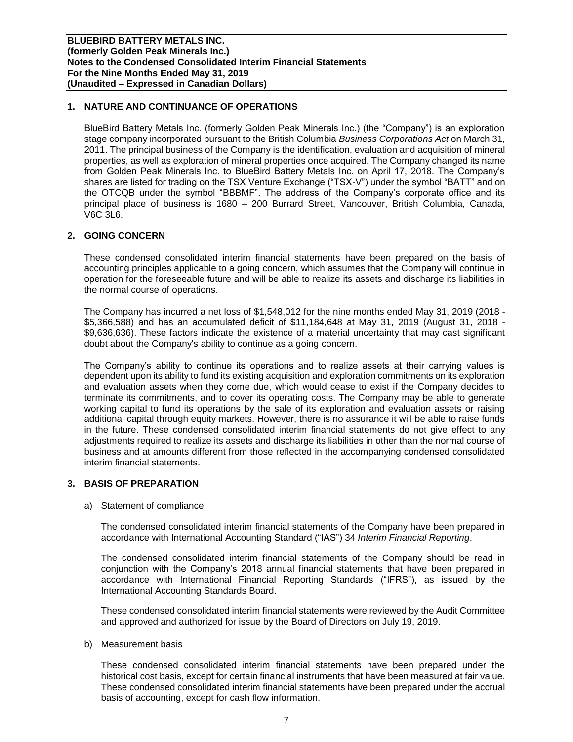## 1. NATURE AND CONTINUANCE OF OPERATIONS

BlueBird Battery Metals Inc. (formerly Golden Peak Minerals Inc.) (the "Company") is an exploration stage company incorporated pursuant to the British Columbia *Business Corporations Act* on March 31, 2011. The principal business of the Company is the identification, evaluation and acquisition of mineral properties, as well as exploration of mineral properties once acquired. The Company changed its name from Golden Peak Minerals Inc. to BlueBird Battery Metals Inc. on April 17, 2018. The Company's shares are listed for trading on the TSX Venture Exchange ("TSX-V") under the symbol "BATT" and on the OTCQB under the symbol "BBBMF". The address of the Company's corporate office and its principal place of business is 1680 – 200 Burrard Street, Vancouver, British Columbia, Canada, V6C 3L6.

## 2. GOING CONCERN

These condensed consolidated interim financial statements have been prepared on the basis of accounting principles applicable to a going concern, which assumes that the Company will continue in operation for the foreseeable future and will be able to realize its assets and discharge its liabilities in the normal course of operations.

The Company has incurred a net loss of $1,548,012 for the nine months ended May 31, 2019 (2018 - $5,366,588) and has an accumulated deficit of $11,184,648 at May 31, 2019 (August 31, 2018 - $9,636,636). These factors indicate the existence of a material uncertainty that may cast significant doubt about the Company's ability to continue as a going concern.

The Company's ability to continue its operations and to realize assets at their carrying values is dependent upon its ability to fund its existing acquisition and exploration commitments on its exploration and evaluation assets when they come due, which would cease to exist if the Company decides to terminate its commitments, and to cover its operating costs. The Company may be able to generate working capital to fund its operations by the sale of its exploration and evaluation assets or raising additional capital through equity markets. However, there is no assurance it will be able to raise funds in the future. These condensed consolidated interim financial statements do not give effect to any adjustments required to realize its assets and discharge its liabilities in other than the normal course of business and at amounts different from those reflected in the accompanying condensed consolidated interim financial statements.

## 3. BASIS OF PREPARATION

a) Statement of compliance

The condensed consolidated interim financial statements of the Company have been prepared in accordance with International Accounting Standard ("IAS") 34 *Interim Financial Reporting*.

The condensed consolidated interim financial statements of the Company should be read in conjunction with the Company's 2018 annual financial statements that have been prepared in accordance with International Financial Reporting Standards ("IFRS"), as issued by the International Accounting Standards Board.

These condensed consolidated interim financial statements were reviewed by the Audit Committee and approved and authorized for issue by the Board of Directors on July 19, 2019.

b) Measurement basis

These condensed consolidated interim financial statements have been prepared under the historical cost basis, except for certain financial instruments that have been measured at fair value. These condensed consolidated interim financial statements have been prepared under the accrual basis of accounting, except for cash flow information.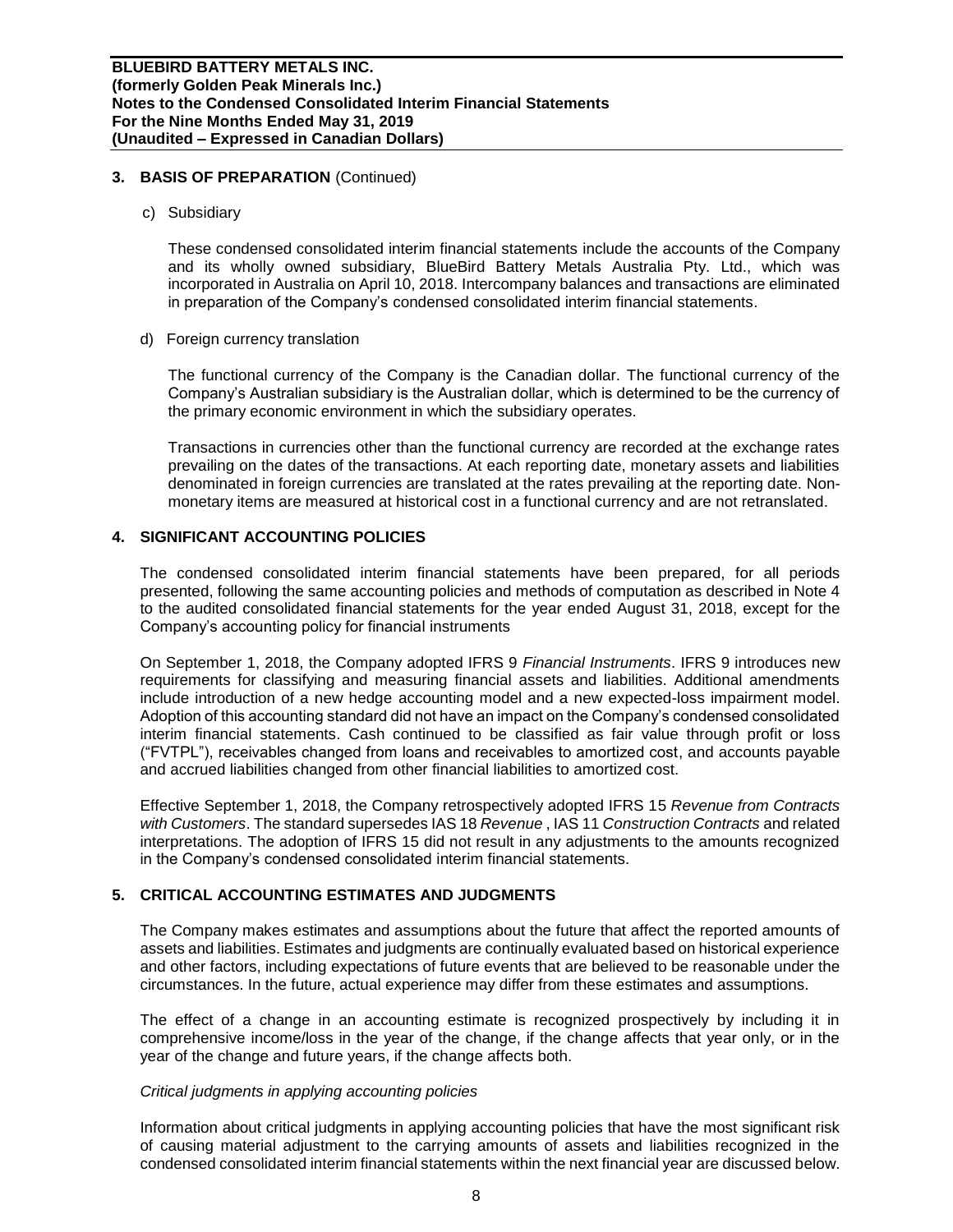## 3. BASIS OF PREPARATION (Continued)

c) Subsidiary

These condensed consolidated interim financial statements include the accounts of the Company and its wholly owned subsidiary, BlueBird Battery Metals Australia Pty. Ltd., which was incorporated in Australia on April 10, 2018. Intercompany balances and transactions are eliminated in preparation of the Company's condensed consolidated interim financial statements.

d) Foreign currency translation

The functional currency of the Company is the Canadian dollar. The functional currency of the Company's Australian subsidiary is the Australian dollar, which is determined to be the currency of the primary economic environment in which the subsidiary operates.

Transactions in currencies other than the functional currency are recorded at the exchange rates prevailing on the dates of the transactions. At each reporting date, monetary assets and liabilities denominated in foreign currencies are translated at the rates prevailing at the reporting date. Non-monetary items are measured at historical cost in a functional currency and are not retranslated.

## 4. SIGNIFICANT ACCOUNTING POLICIES

The condensed consolidated interim financial statements have been prepared, for all periods presented, following the same accounting policies and methods of computation as described in Note 4 to the audited consolidated financial statements for the year ended August 31, 2018, except for the Company's accounting policy for financial instruments

On September 1, 2018, the Company adopted IFRS 9 *Financial Instruments*. IFRS 9 introduces new requirements for classifying and measuring financial assets and liabilities. Additional amendments include introduction of a new hedge accounting model and a new expected-loss impairment model. Adoption of this accounting standard did not have an impact on the Company's condensed consolidated interim financial statements. Cash continued to be classified as fair value through profit or loss ("FVTPL"), receivables changed from loans and receivables to amortized cost, and accounts payable and accrued liabilities changed from other financial liabilities to amortized cost.

Effective September 1, 2018, the Company retrospectively adopted IFRS 15 *Revenue from Contracts with Customers*. The standard supersedes IAS 18 *Revenue* , IAS 11 *Construction Contracts* and related interpretations. The adoption of IFRS 15 did not result in any adjustments to the amounts recognized in the Company's condensed consolidated interim financial statements.

## 5. CRITICAL ACCOUNTING ESTIMATES AND JUDGMENTS

The Company makes estimates and assumptions about the future that affect the reported amounts of assets and liabilities. Estimates and judgments are continually evaluated based on historical experience and other factors, including expectations of future events that are believed to be reasonable under the circumstances. In the future, actual experience may differ from these estimates and assumptions.

The effect of a change in an accounting estimate is recognized prospectively by including it in comprehensive income/loss in the year of the change, if the change affects that year only, or in the year of the change and future years, if the change affects both.

*Critical judgments in applying accounting policies*

Information about critical judgments in applying accounting policies that have the most significant risk of causing material adjustment to the carrying amounts of assets and liabilities recognized in the condensed consolidated interim financial statements within the next financial year are discussed below.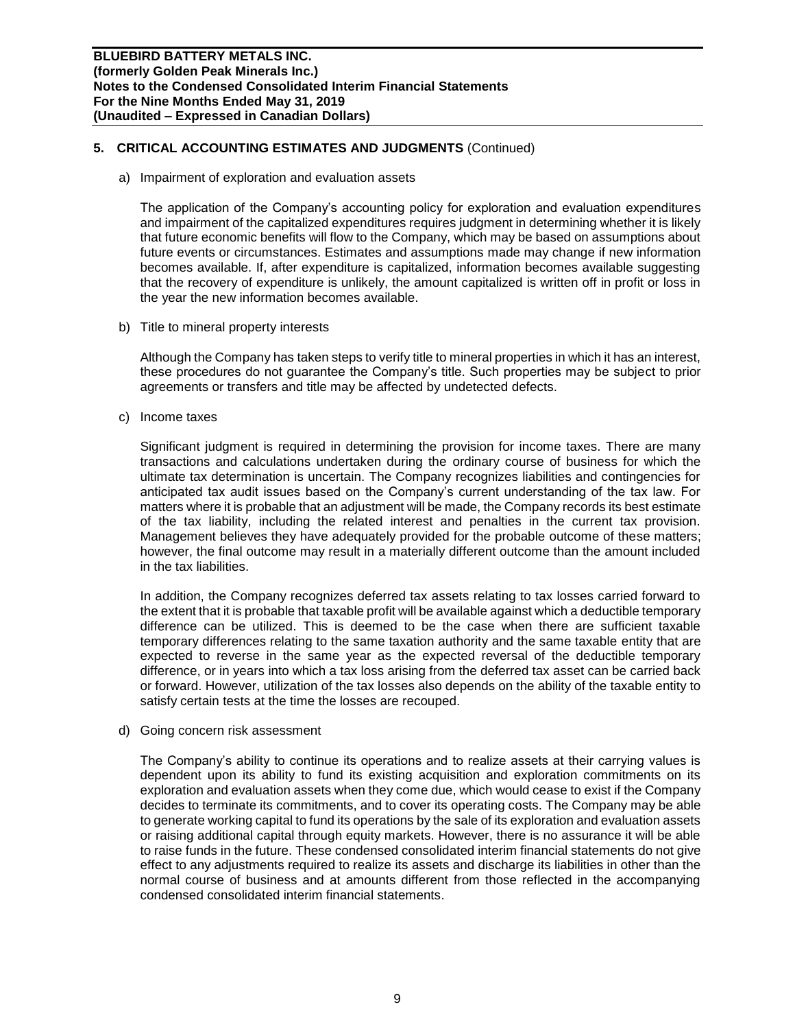## 5. CRITICAL ACCOUNTING ESTIMATES AND JUDGMENTS (Continued)

a) Impairment of exploration and evaluation assets

The application of the Company's accounting policy for exploration and evaluation expenditures and impairment of the capitalized expenditures requires judgment in determining whether it is likely that future economic benefits will flow to the Company, which may be based on assumptions about future events or circumstances. Estimates and assumptions made may change if new information becomes available. If, after expenditure is capitalized, information becomes available suggesting that the recovery of expenditure is unlikely, the amount capitalized is written off in profit or loss in the year the new information becomes available.

b) Title to mineral property interests

Although the Company has taken steps to verify title to mineral properties in which it has an interest, these procedures do not guarantee the Company's title. Such properties may be subject to prior agreements or transfers and title may be affected by undetected defects.

c) Income taxes

Significant judgment is required in determining the provision for income taxes. There are many transactions and calculations undertaken during the ordinary course of business for which the ultimate tax determination is uncertain. The Company recognizes liabilities and contingencies for anticipated tax audit issues based on the Company's current understanding of the tax law. For matters where it is probable that an adjustment will be made, the Company records its best estimate of the tax liability, including the related interest and penalties in the current tax provision. Management believes they have adequately provided for the probable outcome of these matters; however, the final outcome may result in a materially different outcome than the amount included in the tax liabilities.

In addition, the Company recognizes deferred tax assets relating to tax losses carried forward to the extent that it is probable that taxable profit will be available against which a deductible temporary difference can be utilized. This is deemed to be the case when there are sufficient taxable temporary differences relating to the same taxation authority and the same taxable entity that are expected to reverse in the same year as the expected reversal of the deductible temporary difference, or in years into which a tax loss arising from the deferred tax asset can be carried back or forward. However, utilization of the tax losses also depends on the ability of the taxable entity to satisfy certain tests at the time the losses are recouped.

d) Going concern risk assessment

The Company's ability to continue its operations and to realize assets at their carrying values is dependent upon its ability to fund its existing acquisition and exploration commitments on its exploration and evaluation assets when they come due, which would cease to exist if the Company decides to terminate its commitments, and to cover its operating costs. The Company may be able to generate working capital to fund its operations by the sale of its exploration and evaluation assets or raising additional capital through equity markets. However, there is no assurance it will be able to raise funds in the future. These condensed consolidated interim financial statements do not give effect to any adjustments required to realize its assets and discharge its liabilities in other than the normal course of business and at amounts different from those reflected in the accompanying condensed consolidated interim financial statements.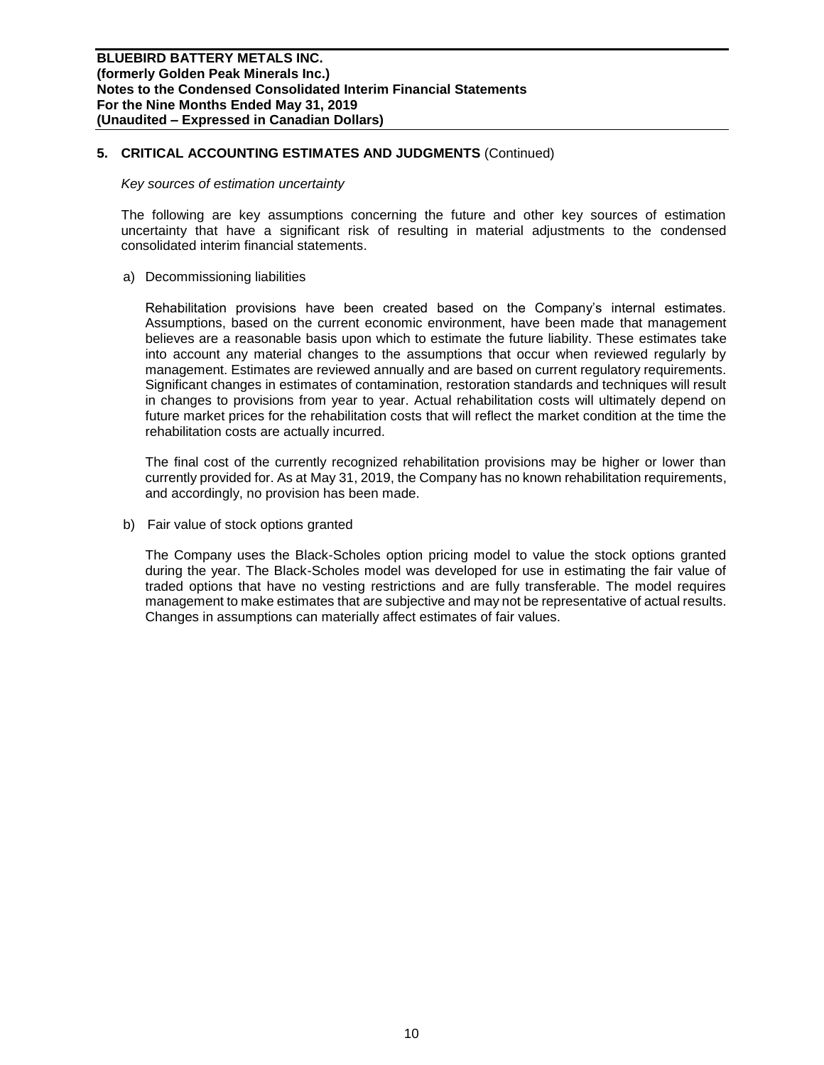## 5. CRITICAL ACCOUNTING ESTIMATES AND JUDGMENTS (Continued)

*Key sources of estimation uncertainty*

The following are key assumptions concerning the future and other key sources of estimation uncertainty that have a significant risk of resulting in material adjustments to the condensed consolidated interim financial statements.

a) Decommissioning liabilities

Rehabilitation provisions have been created based on the Company's internal estimates. Assumptions, based on the current economic environment, have been made that management believes are a reasonable basis upon which to estimate the future liability. These estimates take into account any material changes to the assumptions that occur when reviewed regularly by management. Estimates are reviewed annually and are based on current regulatory requirements. Significant changes in estimates of contamination, restoration standards and techniques will result in changes to provisions from year to year. Actual rehabilitation costs will ultimately depend on future market prices for the rehabilitation costs that will reflect the market condition at the time the rehabilitation costs are actually incurred.

The final cost of the currently recognized rehabilitation provisions may be higher or lower than currently provided for. As at May 31, 2019, the Company has no known rehabilitation requirements, and accordingly, no provision has been made.

b) Fair value of stock options granted

The Company uses the Black-Scholes option pricing model to value the stock options granted during the year. The Black-Scholes model was developed for use in estimating the fair value of traded options that have no vesting restrictions and are fully transferable. The model requires management to make estimates that are subjective and may not be representative of actual results. Changes in assumptions can materially affect estimates of fair values.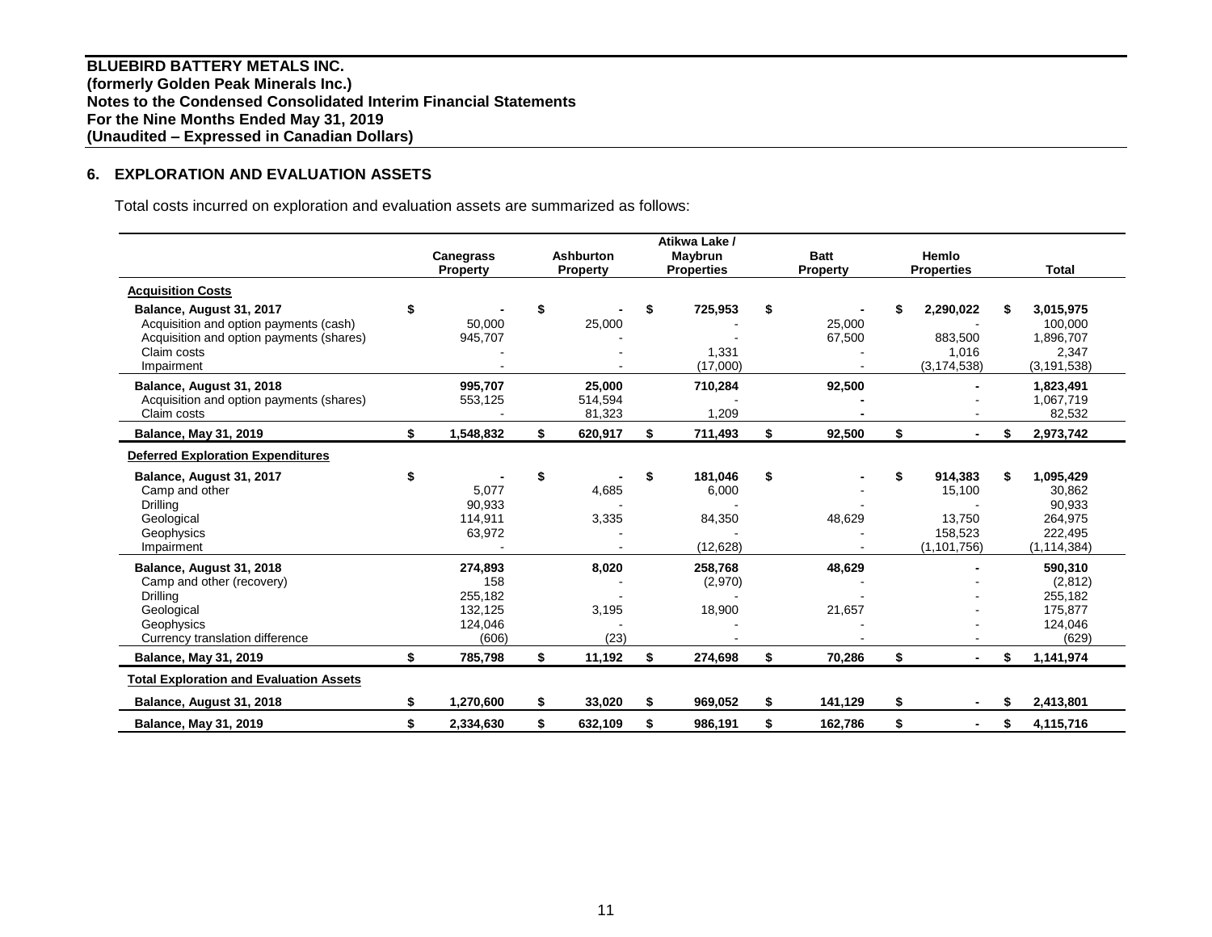**BLUEBIRD BATTERY METALS INC.**
**(formerly Golden Peak Minerals Inc.)**
**Notes to the Condensed Consolidated Interim Financial Statements**
**For the Nine Months Ended May 31, 2019**
**(Unaudited – Expressed in Canadian Dollars)**

## 6. EXPLORATION AND EVALUATION ASSETS

Total costs incurred on exploration and evaluation assets are summarized as follows:

| | Canegrass Property | Ashburton Property | Atikwa Lake / Maybrun Properties | Batt Property | Hemlo Properties | Total |
|---|---|---|---|---|---|---|
| **Acquisition Costs** | | | | | | |
| **Balance, August 31, 2017** | $ - | $ - | $ 725,953 | $ - | $ 2,290,022 | $ 3,015,975 |
| Acquisition and option payments (cash) | 50,000 | 25,000 | - | 25,000 | - | 100,000 |
| Acquisition and option payments (shares) | 945,707 | - | - | 67,500 | 883,500 | 1,896,707 |
| Claim costs | - | - | 1,331 | - | 1,016 | 2,347 |
| Impairment | - | - | (17,000) | - | (3,174,538) | (3,191,538) |
| **Balance, August 31, 2018** | **995,707** | **25,000** | **710,284** | **92,500** | **-** | **1,823,491** |
| Acquisition and option payments (shares) | 553,125 | 514,594 | - | - | - | 1,067,719 |
| Claim costs | - | 81,323 | 1,209 | - | - | 82,532 |
| **Balance, May 31, 2019** | **$ 1,548,832** | **$ 620,917** | **$ 711,493** | **$ 92,500** | **$ -** | **$ 2,973,742** |
| **Deferred Exploration Expenditures** | | | | | | |
| **Balance, August 31, 2017** | $ - | $ - | $ 181,046 | $ - | $ 914,383 | $ 1,095,429 |
| Camp and other | 5,077 | 4,685 | 6,000 | - | 15,100 | 30,862 |
| Drilling | 90,933 | - | - | - | - | 90,933 |
| Geological | 114,911 | 3,335 | 84,350 | 48,629 | 13,750 | 264,975 |
| Geophysics | 63,972 | - | - | - | 158,523 | 222,495 |
| Impairment | - | - | (12,628) | - | (1,101,756) | (1,114,384) |
| **Balance, August 31, 2018** | **274,893** | **8,020** | **258,768** | **48,629** | **-** | **590,310** |
| Camp and other (recovery) | 158 | - | (2,970) | - | - | (2,812) |
| Drilling | 255,182 | - | - | - | - | 255,182 |
| Geological | 132,125 | 3,195 | 18,900 | 21,657 | - | 175,877 |
| Geophysics | 124,046 | - | - | - | - | 124,046 |
| Currency translation difference | (606) | (23) | - | - | - | (629) |
| **Balance, May 31, 2019** | **$ 785,798** | **$ 11,192** | **$ 274,698** | **$ 70,286** | **$ -** | **$ 1,141,974** |
| **Total Exploration and Evaluation Assets** | | | | | | |
| **Balance, August 31, 2018** | **$ 1,270,600** | **$ 33,020** | **$ 969,052** | **$ 141,129** | **$ -** | **$ 2,413,801** |
| **Balance, May 31, 2019** | **$ 2,334,630** | **$ 632,109** | **$ 986,191** | **$ 162,786** | **$ -** | **$ 4,115,716** |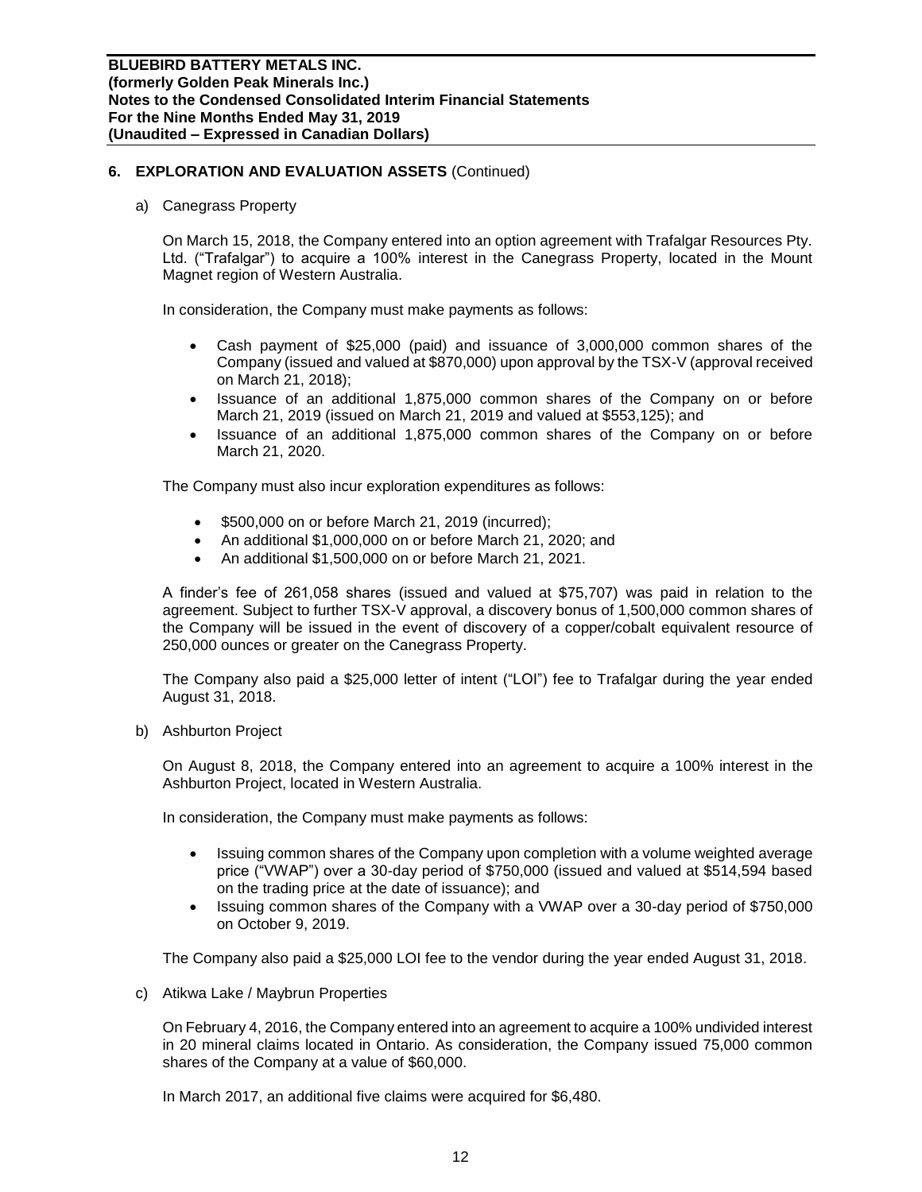## 6. EXPLORATION AND EVALUATION ASSETS (Continued)

a) Canegrass Property

On March 15, 2018, the Company entered into an option agreement with Trafalgar Resources Pty. Ltd. ("Trafalgar") to acquire a 100% interest in the Canegrass Property, located in the Mount Magnet region of Western Australia.

In consideration, the Company must make payments as follows:

- Cash payment of $25,000 (paid) and issuance of 3,000,000 common shares of the Company (issued and valued at $870,000) upon approval by the TSX-V (approval received on March 21, 2018);
- Issuance of an additional 1,875,000 common shares of the Company on or before March 21, 2019 (issued on March 21, 2019 and valued at $553,125); and
- Issuance of an additional 1,875,000 common shares of the Company on or before March 21, 2020.

The Company must also incur exploration expenditures as follows:

- $500,000 on or before March 21, 2019 (incurred);
- An additional $1,000,000 on or before March 21, 2020; and
- An additional $1,500,000 on or before March 21, 2021.

A finder's fee of 261,058 shares (issued and valued at $75,707) was paid in relation to the agreement. Subject to further TSX-V approval, a discovery bonus of 1,500,000 common shares of the Company will be issued in the event of discovery of a copper/cobalt equivalent resource of 250,000 ounces or greater on the Canegrass Property.

The Company also paid a $25,000 letter of intent ("LOI") fee to Trafalgar during the year ended August 31, 2018.

b) Ashburton Project

On August 8, 2018, the Company entered into an agreement to acquire a 100% interest in the Ashburton Project, located in Western Australia.

In consideration, the Company must make payments as follows:

- Issuing common shares of the Company upon completion with a volume weighted average price ("VWAP") over a 30-day period of $750,000 (issued and valued at $514,594 based on the trading price at the date of issuance); and
- Issuing common shares of the Company with a VWAP over a 30-day period of $750,000 on October 9, 2019.

The Company also paid a $25,000 LOI fee to the vendor during the year ended August 31, 2018.

c) Atikwa Lake / Maybrun Properties

On February 4, 2016, the Company entered into an agreement to acquire a 100% undivided interest in 20 mineral claims located in Ontario. As consideration, the Company issued 75,000 common shares of the Company at a value of $60,000.

In March 2017, an additional five claims were acquired for $6,480.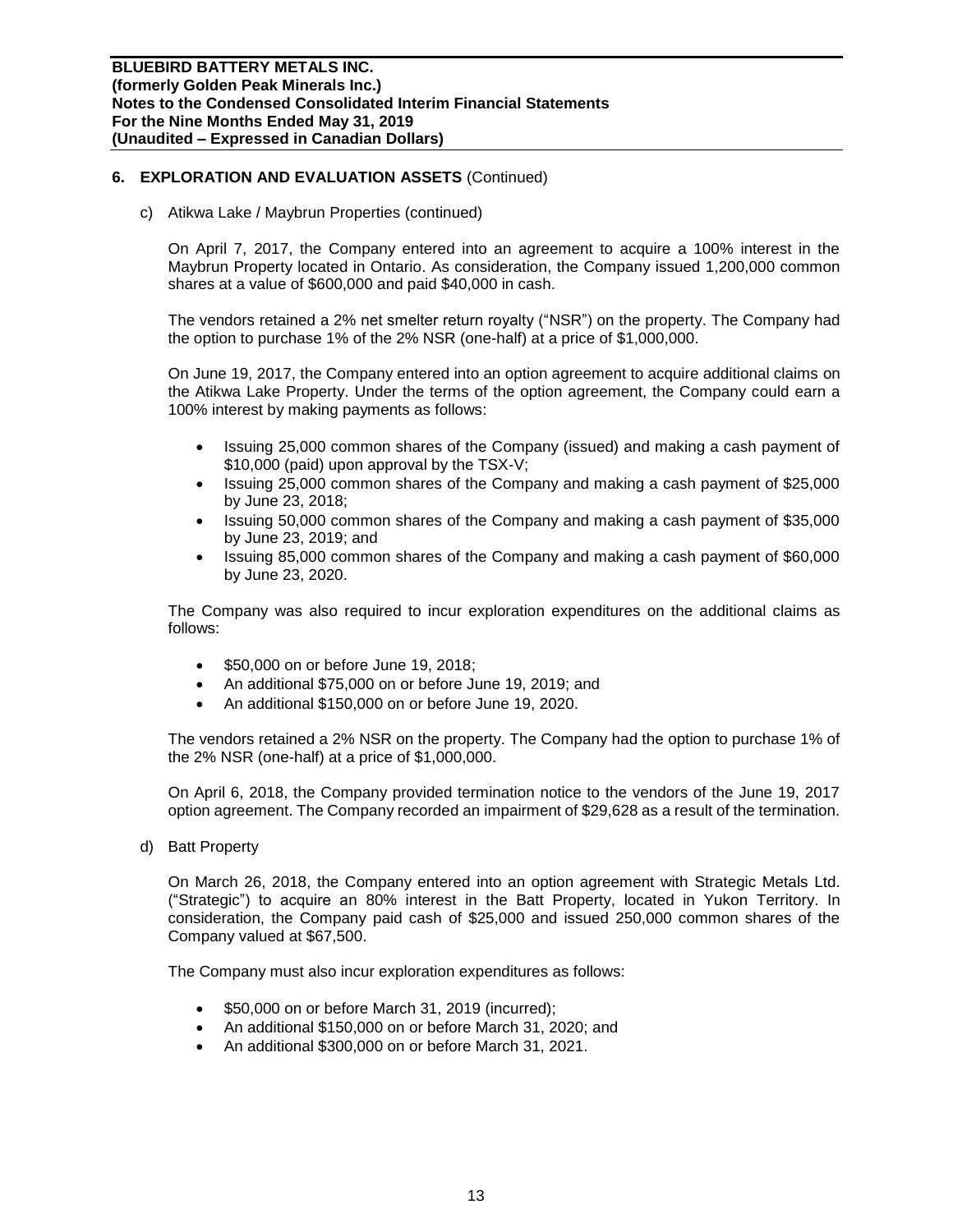## 6. EXPLORATION AND EVALUATION ASSETS (Continued)

c) Atikwa Lake / Maybrun Properties (continued)

On April 7, 2017, the Company entered into an agreement to acquire a 100% interest in the Maybrun Property located in Ontario. As consideration, the Company issued 1,200,000 common shares at a value of $600,000 and paid $40,000 in cash.

The vendors retained a 2% net smelter return royalty ("NSR") on the property. The Company had the option to purchase 1% of the 2% NSR (one-half) at a price of $1,000,000.

On June 19, 2017, the Company entered into an option agreement to acquire additional claims on the Atikwa Lake Property. Under the terms of the option agreement, the Company could earn a 100% interest by making payments as follows:

- Issuing 25,000 common shares of the Company (issued) and making a cash payment of $10,000 (paid) upon approval by the TSX-V;
- Issuing 25,000 common shares of the Company and making a cash payment of $25,000 by June 23, 2018;
- Issuing 50,000 common shares of the Company and making a cash payment of $35,000 by June 23, 2019; and
- Issuing 85,000 common shares of the Company and making a cash payment of $60,000 by June 23, 2020.

The Company was also required to incur exploration expenditures on the additional claims as follows:

- $50,000 on or before June 19, 2018;
- An additional $75,000 on or before June 19, 2019; and
- An additional $150,000 on or before June 19, 2020.

The vendors retained a 2% NSR on the property. The Company had the option to purchase 1% of the 2% NSR (one-half) at a price of $1,000,000.

On April 6, 2018, the Company provided termination notice to the vendors of the June 19, 2017 option agreement. The Company recorded an impairment of $29,628 as a result of the termination.

d) Batt Property

On March 26, 2018, the Company entered into an option agreement with Strategic Metals Ltd. ("Strategic") to acquire an 80% interest in the Batt Property, located in Yukon Territory. In consideration, the Company paid cash of $25,000 and issued 250,000 common shares of the Company valued at $67,500.

The Company must also incur exploration expenditures as follows:

- $50,000 on or before March 31, 2019 (incurred);
- An additional $150,000 on or before March 31, 2020; and
- An additional $300,000 on or before March 31, 2021.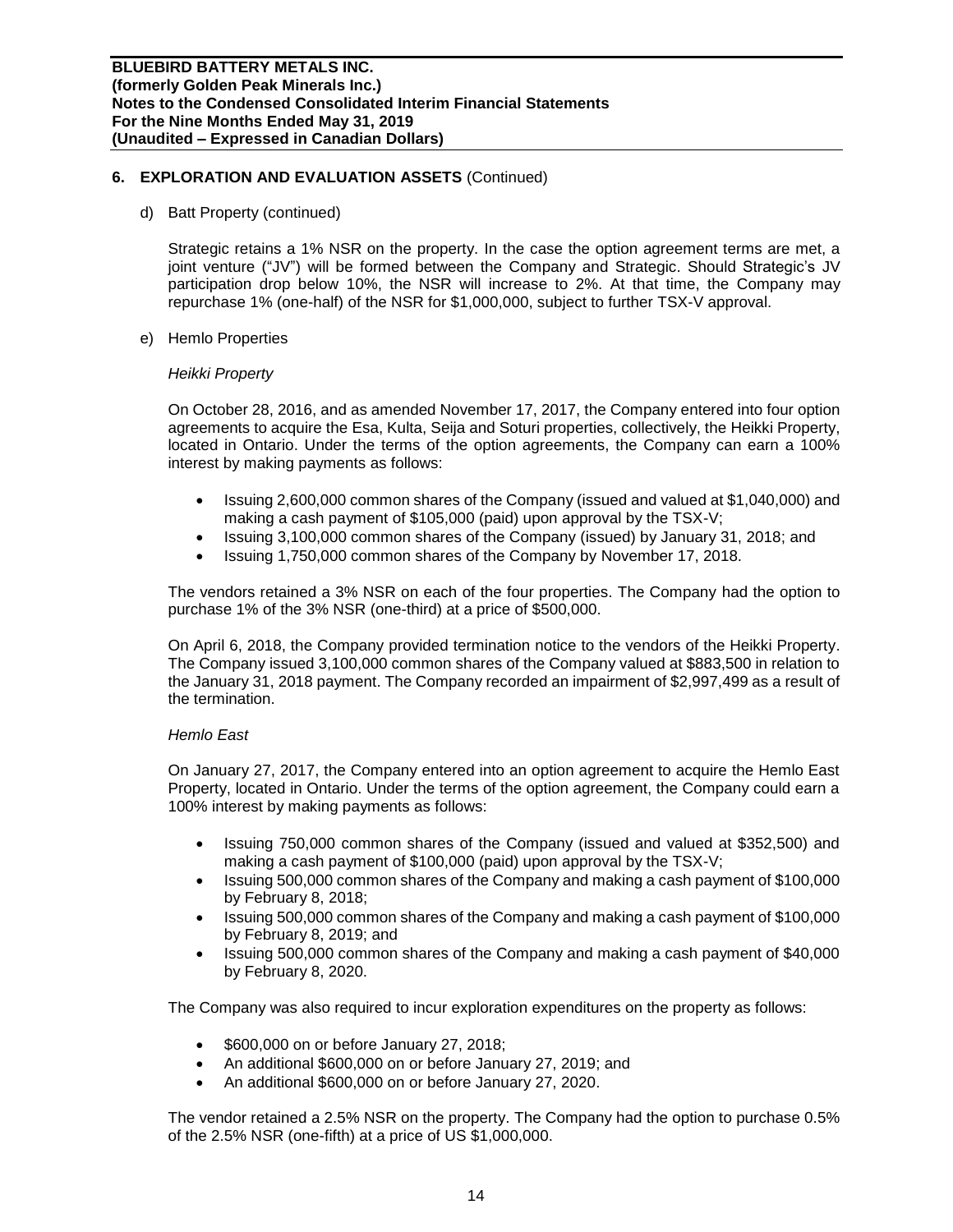## 6. EXPLORATION AND EVALUATION ASSETS (Continued)

d) Batt Property (continued)

Strategic retains a 1% NSR on the property. In the case the option agreement terms are met, a joint venture ("JV") will be formed between the Company and Strategic. Should Strategic's JV participation drop below 10%, the NSR will increase to 2%. At that time, the Company may repurchase 1% (one-half) of the NSR for $1,000,000, subject to further TSX-V approval.

e) Hemlo Properties

*Heikki Property*

On October 28, 2016, and as amended November 17, 2017, the Company entered into four option agreements to acquire the Esa, Kulta, Seija and Soturi properties, collectively, the Heikki Property, located in Ontario. Under the terms of the option agreements, the Company can earn a 100% interest by making payments as follows:

- Issuing 2,600,000 common shares of the Company (issued and valued at $1,040,000) and making a cash payment of $105,000 (paid) upon approval by the TSX-V;
- Issuing 3,100,000 common shares of the Company (issued) by January 31, 2018; and
- Issuing 1,750,000 common shares of the Company by November 17, 2018.

The vendors retained a 3% NSR on each of the four properties. The Company had the option to purchase 1% of the 3% NSR (one-third) at a price of $500,000.

On April 6, 2018, the Company provided termination notice to the vendors of the Heikki Property. The Company issued 3,100,000 common shares of the Company valued at $883,500 in relation to the January 31, 2018 payment. The Company recorded an impairment of $2,997,499 as a result of the termination.

*Hemlo East*

On January 27, 2017, the Company entered into an option agreement to acquire the Hemlo East Property, located in Ontario. Under the terms of the option agreement, the Company could earn a 100% interest by making payments as follows:

- Issuing 750,000 common shares of the Company (issued and valued at $352,500) and making a cash payment of $100,000 (paid) upon approval by the TSX-V;
- Issuing 500,000 common shares of the Company and making a cash payment of $100,000 by February 8, 2018;
- Issuing 500,000 common shares of the Company and making a cash payment of $100,000 by February 8, 2019; and
- Issuing 500,000 common shares of the Company and making a cash payment of $40,000 by February 8, 2020.

The Company was also required to incur exploration expenditures on the property as follows:

- $600,000 on or before January 27, 2018;
- An additional $600,000 on or before January 27, 2019; and
- An additional $600,000 on or before January 27, 2020.

The vendor retained a 2.5% NSR on the property. The Company had the option to purchase 0.5% of the 2.5% NSR (one-fifth) at a price of US $1,000,000.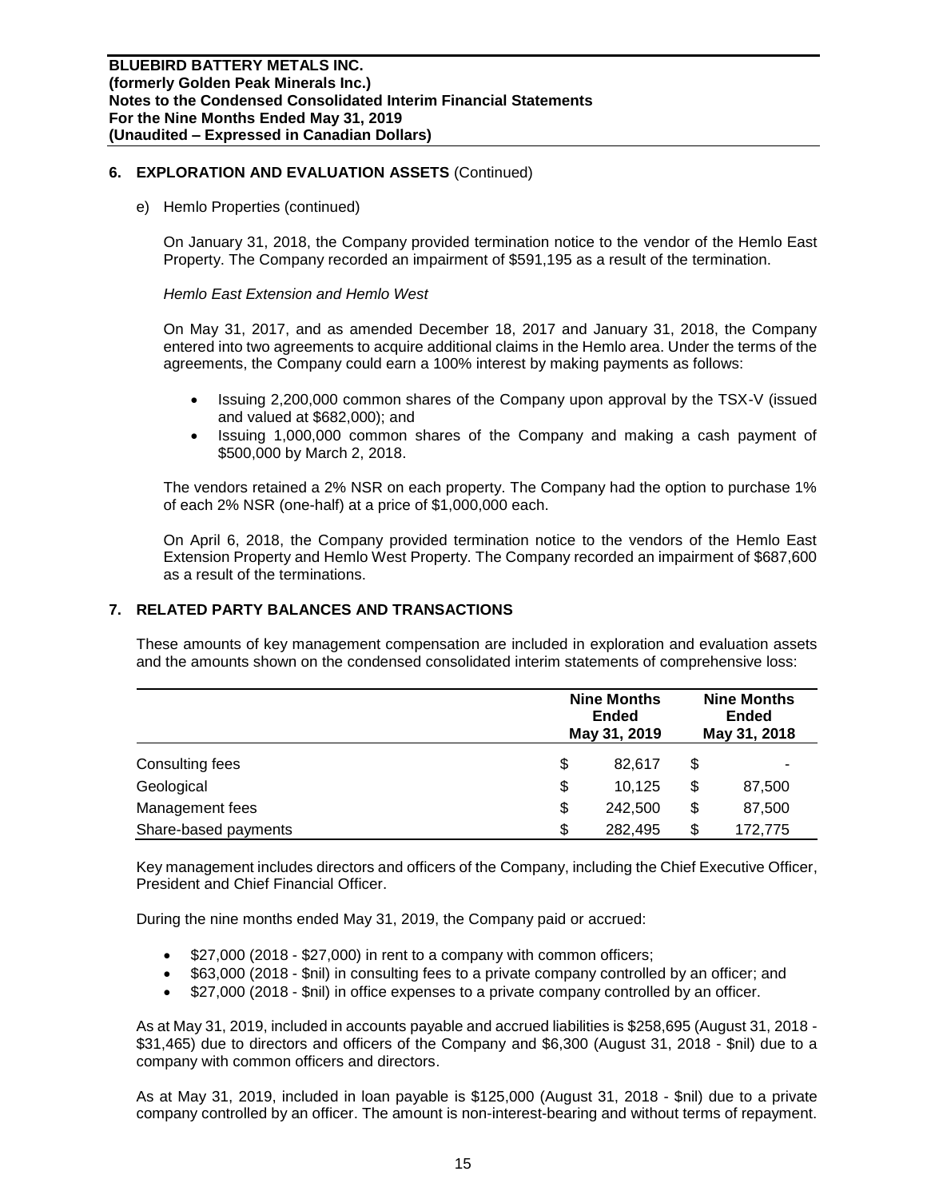## 6. EXPLORATION AND EVALUATION ASSETS (Continued)

e) Hemlo Properties (continued)

On January 31, 2018, the Company provided termination notice to the vendor of the Hemlo East Property. The Company recorded an impairment of $591,195 as a result of the termination.

*Hemlo East Extension and Hemlo West*

On May 31, 2017, and as amended December 18, 2017 and January 31, 2018, the Company entered into two agreements to acquire additional claims in the Hemlo area. Under the terms of the agreements, the Company could earn a 100% interest by making payments as follows:

- Issuing 2,200,000 common shares of the Company upon approval by the TSX-V (issued and valued at $682,000); and
- Issuing 1,000,000 common shares of the Company and making a cash payment of $500,000 by March 2, 2018.

The vendors retained a 2% NSR on each property. The Company had the option to purchase 1% of each 2% NSR (one-half) at a price of $1,000,000 each.

On April 6, 2018, the Company provided termination notice to the vendors of the Hemlo East Extension Property and Hemlo West Property. The Company recorded an impairment of $687,600 as a result of the terminations.

## 7. RELATED PARTY BALANCES AND TRANSACTIONS

These amounts of key management compensation are included in exploration and evaluation assets and the amounts shown on the condensed consolidated interim statements of comprehensive loss:

| | Nine Months Ended May 31, 2019 | Nine Months Ended May 31, 2018 |
|---|---|---|
| Consulting fees | $ 82,617 | $ - |
| Geological | $ 10,125 | $ 87,500 |
| Management fees | $ 242,500 | $ 87,500 |
| Share-based payments | $ 282,495 | $ 172,775 |

Key management includes directors and officers of the Company, including the Chief Executive Officer, President and Chief Financial Officer.

During the nine months ended May 31, 2019, the Company paid or accrued:

- $27,000 (2018 - $27,000) in rent to a company with common officers;
- $63,000 (2018 - $nil) in consulting fees to a private company controlled by an officer; and
- $27,000 (2018 - $nil) in office expenses to a private company controlled by an officer.

As at May 31, 2019, included in accounts payable and accrued liabilities is $258,695 (August 31, 2018 - $31,465) due to directors and officers of the Company and $6,300 (August 31, 2018 - $nil) due to a company with common officers and directors.

As at May 31, 2019, included in loan payable is $125,000 (August 31, 2018 - $nil) due to a private company controlled by an officer. The amount is non-interest-bearing and without terms of repayment.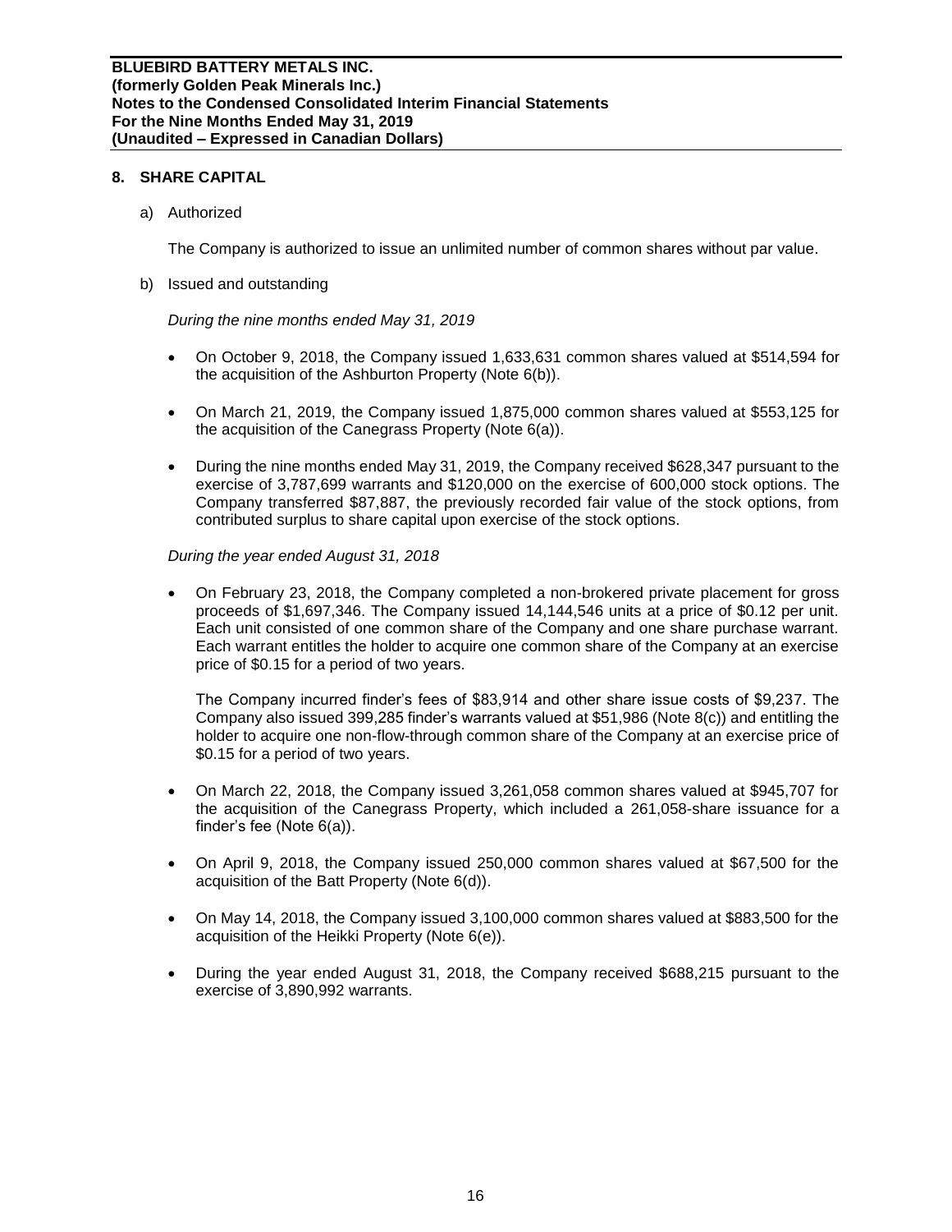## 8. SHARE CAPITAL

a) Authorized

The Company is authorized to issue an unlimited number of common shares without par value.

b) Issued and outstanding

*During the nine months ended May 31, 2019*

- On October 9, 2018, the Company issued 1,633,631 common shares valued at $514,594 for the acquisition of the Ashburton Property (Note 6(b)).
- On March 21, 2019, the Company issued 1,875,000 common shares valued at $553,125 for the acquisition of the Canegrass Property (Note 6(a)).
- During the nine months ended May 31, 2019, the Company received $628,347 pursuant to the exercise of 3,787,699 warrants and $120,000 on the exercise of 600,000 stock options. The Company transferred $87,887, the previously recorded fair value of the stock options, from contributed surplus to share capital upon exercise of the stock options.

*During the year ended August 31, 2018*

- On February 23, 2018, the Company completed a non-brokered private placement for gross proceeds of $1,697,346. The Company issued 14,144,546 units at a price of $0.12 per unit. Each unit consisted of one common share of the Company and one share purchase warrant. Each warrant entitles the holder to acquire one common share of the Company at an exercise price of $0.15 for a period of two years.

  The Company incurred finder's fees of $83,914 and other share issue costs of $9,237. The Company also issued 399,285 finder's warrants valued at $51,986 (Note 8(c)) and entitling the holder to acquire one non-flow-through common share of the Company at an exercise price of $0.15 for a period of two years.
- On March 22, 2018, the Company issued 3,261,058 common shares valued at $945,707 for the acquisition of the Canegrass Property, which included a 261,058-share issuance for a finder's fee (Note 6(a)).
- On April 9, 2018, the Company issued 250,000 common shares valued at $67,500 for the acquisition of the Batt Property (Note 6(d)).
- On May 14, 2018, the Company issued 3,100,000 common shares valued at $883,500 for the acquisition of the Heikki Property (Note 6(e)).
- During the year ended August 31, 2018, the Company received $688,215 pursuant to the exercise of 3,890,992 warrants.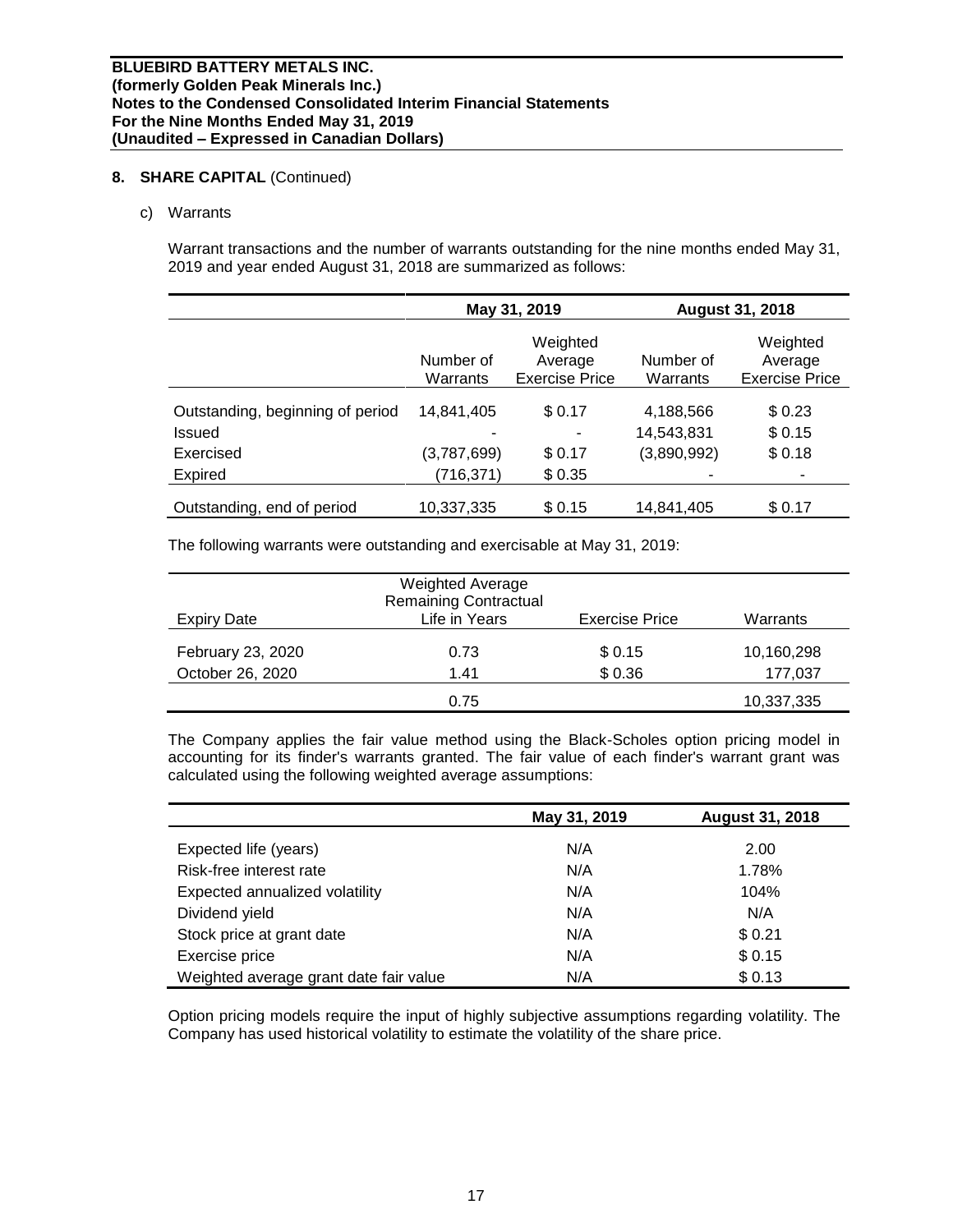## 8. SHARE CAPITAL (Continued)

c) Warrants

Warrant transactions and the number of warrants outstanding for the nine months ended May 31, 2019 and year ended August 31, 2018 are summarized as follows:

| | May 31, 2019 | | August 31, 2018 | |
|---|---|---|---|---|
| | Number of Warrants | Weighted Average Exercise Price | Number of Warrants | Weighted Average Exercise Price |
| Outstanding, beginning of period | 14,841,405 | $ 0.17 | 4,188,566 | $ 0.23 |
| Issued | - | - | 14,543,831 | $ 0.15 |
| Exercised | (3,787,699) | $ 0.17 | (3,890,992) | $ 0.18 |
| Expired | (716,371) | $ 0.35 | - | - |
| Outstanding, end of period | 10,337,335 | $ 0.15 | 14,841,405 | $ 0.17 |

The following warrants were outstanding and exercisable at May 31, 2019:

| Expiry Date | Weighted Average Remaining Contractual Life in Years | Exercise Price | Warrants |
|---|---|---|---|
| February 23, 2020 | 0.73 | $ 0.15 | 10,160,298 |
| October 26, 2020 | 1.41 | $ 0.36 | 177,037 |
| | 0.75 | | 10,337,335 |

The Company applies the fair value method using the Black-Scholes option pricing model in accounting for its finder's warrants granted. The fair value of each finder's warrant grant was calculated using the following weighted average assumptions:

| | May 31, 2019 | August 31, 2018 |
|---|---|---|
| Expected life (years) | N/A | 2.00 |
| Risk-free interest rate | N/A | 1.78% |
| Expected annualized volatility | N/A | 104% |
| Dividend yield | N/A | N/A |
| Stock price at grant date | N/A | $ 0.21 |
| Exercise price | N/A | $ 0.15 |
| Weighted average grant date fair value | N/A | $ 0.13 |

Option pricing models require the input of highly subjective assumptions regarding volatility. The Company has used historical volatility to estimate the volatility of the share price.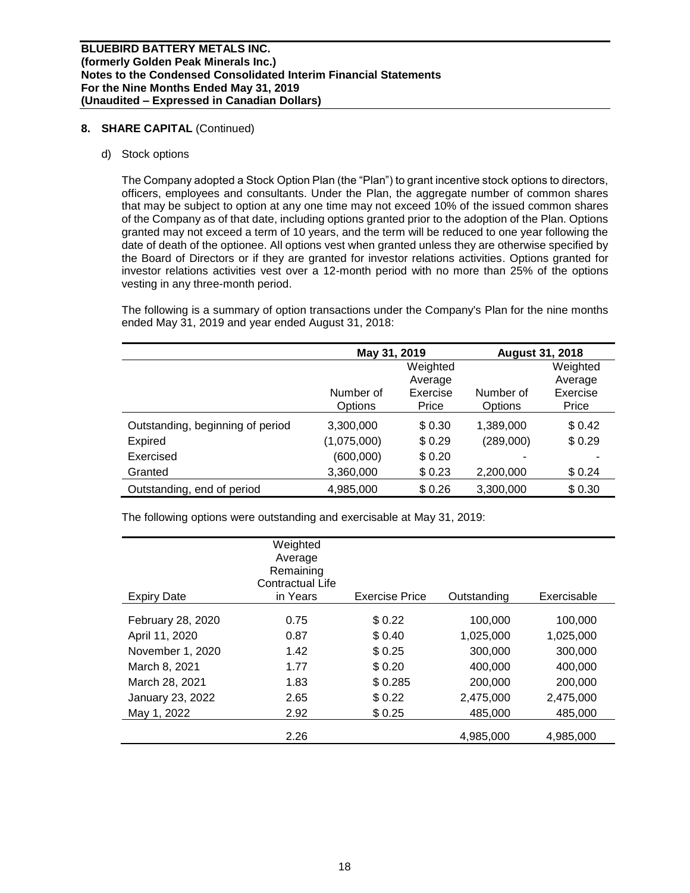## 8. SHARE CAPITAL (Continued)

d) Stock options

The Company adopted a Stock Option Plan (the "Plan") to grant incentive stock options to directors, officers, employees and consultants. Under the Plan, the aggregate number of common shares that may be subject to option at any one time may not exceed 10% of the issued common shares of the Company as of that date, including options granted prior to the adoption of the Plan. Options granted may not exceed a term of 10 years, and the term will be reduced to one year following the date of death of the optionee. All options vest when granted unless they are otherwise specified by the Board of Directors or if they are granted for investor relations activities. Options granted for investor relations activities vest over a 12-month period with no more than 25% of the options vesting in any three-month period.

The following is a summary of option transactions under the Company's Plan for the nine months ended May 31, 2019 and year ended August 31, 2018:

| | May 31, 2019 | | August 31, 2018 | |
|---|---|---|---|---|
| | Number of Options | Weighted Average Exercise Price | Number of Options | Weighted Average Exercise Price |
| Outstanding, beginning of period | 3,300,000 | $ 0.30 | 1,389,000 | $ 0.42 |
| Expired | (1,075,000) | $ 0.29 | (289,000) | $ 0.29 |
| Exercised | (600,000) | $ 0.20 | - | - |
| Granted | 3,360,000 | $ 0.23 | 2,200,000 | $ 0.24 |
| Outstanding, end of period | 4,985,000 | $ 0.26 | 3,300,000 | $ 0.30 |

The following options were outstanding and exercisable at May 31, 2019:

| Expiry Date | Weighted Average Remaining Contractual Life in Years | Exercise Price | Outstanding | Exercisable |
|---|---|---|---|---|
| February 28, 2020 | 0.75 | $ 0.22 | 100,000 | 100,000 |
| April 11, 2020 | 0.87 | $ 0.40 | 1,025,000 | 1,025,000 |
| November 1, 2020 | 1.42 | $ 0.25 | 300,000 | 300,000 |
| March 8, 2021 | 1.77 | $ 0.20 | 400,000 | 400,000 |
| March 28, 2021 | 1.83 | $ 0.285 | 200,000 | 200,000 |
| January 23, 2022 | 2.65 | $ 0.22 | 2,475,000 | 2,475,000 |
| May 1, 2022 | 2.92 | $ 0.25 | 485,000 | 485,000 |
| | 2.26 | | 4,985,000 | 4,985,000 |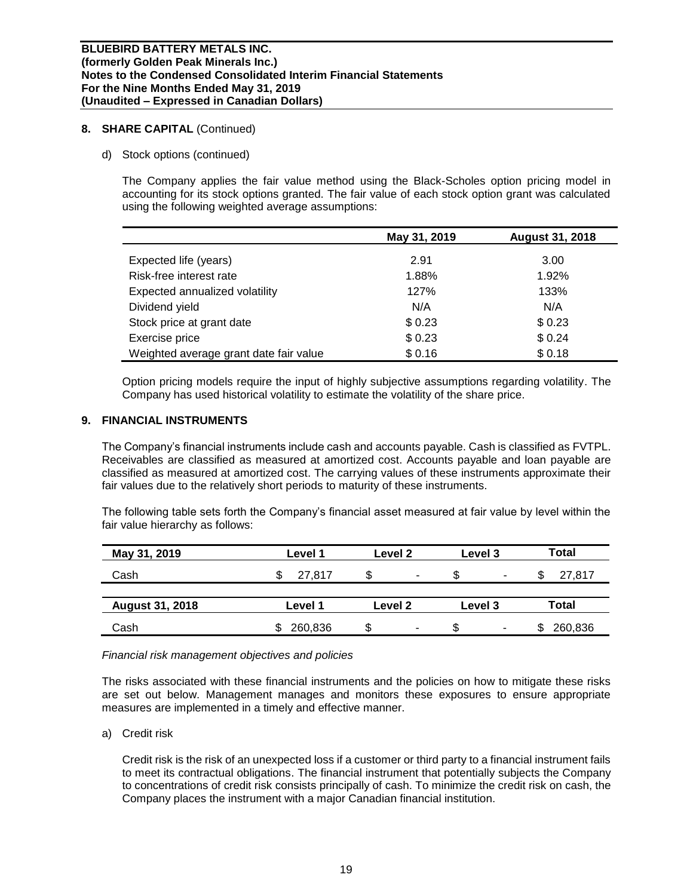**BLUEBIRD BATTERY METALS INC.**
**(formerly Golden Peak Minerals Inc.)**
**Notes to the Condensed Consolidated Interim Financial Statements**
**For the Nine Months Ended May 31, 2019**
**(Unaudited – Expressed in Canadian Dollars)**

## 8. SHARE CAPITAL (Continued)

d) Stock options (continued)

The Company applies the fair value method using the Black-Scholes option pricing model in accounting for its stock options granted. The fair value of each stock option grant was calculated using the following weighted average assumptions:

| | May 31, 2019 | August 31, 2018 |
|---|---|---|
| Expected life (years) | 2.91 | 3.00 |
| Risk-free interest rate | 1.88% | 1.92% |
| Expected annualized volatility | 127% | 133% |
| Dividend yield | N/A | N/A |
| Stock price at grant date | $ 0.23 | $ 0.23 |
| Exercise price | $ 0.23 | $ 0.24 |
| Weighted average grant date fair value | $ 0.16 | $ 0.18 |

Option pricing models require the input of highly subjective assumptions regarding volatility. The Company has used historical volatility to estimate the volatility of the share price.

## 9. FINANCIAL INSTRUMENTS

The Company's financial instruments include cash and accounts payable. Cash is classified as FVTPL. Receivables are classified as measured at amortized cost. Accounts payable and loan payable are classified as measured at amortized cost. The carrying values of these instruments approximate their fair values due to the relatively short periods to maturity of these instruments.

The following table sets forth the Company's financial asset measured at fair value by level within the fair value hierarchy as follows:

| May 31, 2019 | Level 1 | Level 2 | Level 3 | Total |
|---|---|---|---|---|
| Cash | $ 27,817 | $ - | $ - | $ 27,817 |

| August 31, 2018 | Level 1 | Level 2 | Level 3 | Total |
|---|---|---|---|---|
| Cash | $ 260,836 | $ - | $ - | $ 260,836 |

*Financial risk management objectives and policies*

The risks associated with these financial instruments and the policies on how to mitigate these risks are set out below. Management manages and monitors these exposures to ensure appropriate measures are implemented in a timely and effective manner.

a) Credit risk

Credit risk is the risk of an unexpected loss if a customer or third party to a financial instrument fails to meet its contractual obligations. The financial instrument that potentially subjects the Company to concentrations of credit risk consists principally of cash. To minimize the credit risk on cash, the Company places the instrument with a major Canadian financial institution.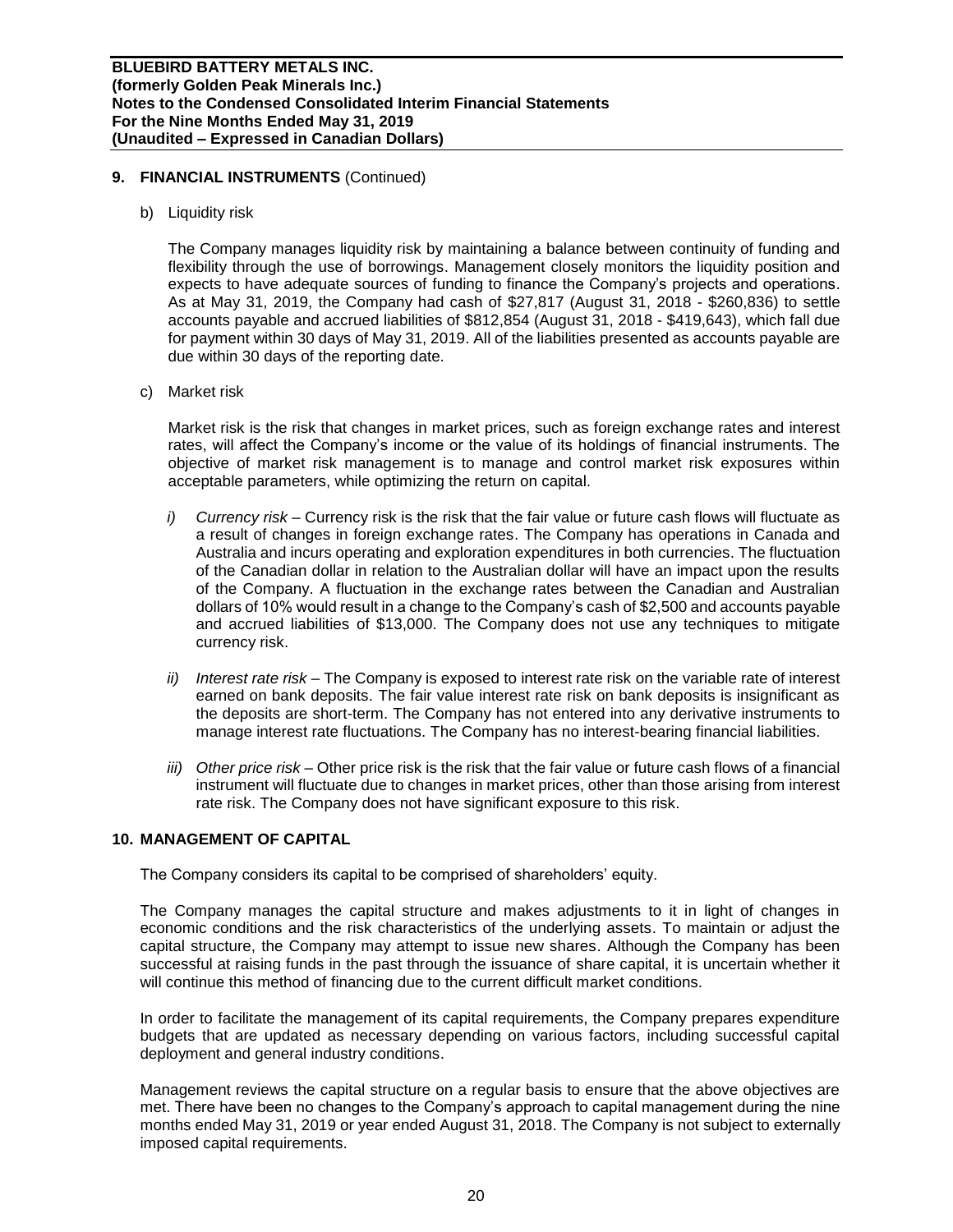## 9. FINANCIAL INSTRUMENTS (Continued)

b) Liquidity risk

The Company manages liquidity risk by maintaining a balance between continuity of funding and flexibility through the use of borrowings. Management closely monitors the liquidity position and expects to have adequate sources of funding to finance the Company's projects and operations. As at May 31, 2019, the Company had cash of $27,817 (August 31, 2018 - $260,836) to settle accounts payable and accrued liabilities of $812,854 (August 31, 2018 - $419,643), which fall due for payment within 30 days of May 31, 2019. All of the liabilities presented as accounts payable are due within 30 days of the reporting date.

c) Market risk

Market risk is the risk that changes in market prices, such as foreign exchange rates and interest rates, will affect the Company's income or the value of its holdings of financial instruments. The objective of market risk management is to manage and control market risk exposures within acceptable parameters, while optimizing the return on capital.

*i) Currency risk* – Currency risk is the risk that the fair value or future cash flows will fluctuate as a result of changes in foreign exchange rates. The Company has operations in Canada and Australia and incurs operating and exploration expenditures in both currencies. The fluctuation of the Canadian dollar in relation to the Australian dollar will have an impact upon the results of the Company. A fluctuation in the exchange rates between the Canadian and Australian dollars of 10% would result in a change to the Company's cash of $2,500 and accounts payable and accrued liabilities of $13,000. The Company does not use any techniques to mitigate currency risk.

*ii) Interest rate risk* – The Company is exposed to interest rate risk on the variable rate of interest earned on bank deposits. The fair value interest rate risk on bank deposits is insignificant as the deposits are short-term. The Company has not entered into any derivative instruments to manage interest rate fluctuations. The Company has no interest-bearing financial liabilities.

*iii) Other price risk* – Other price risk is the risk that the fair value or future cash flows of a financial instrument will fluctuate due to changes in market prices, other than those arising from interest rate risk. The Company does not have significant exposure to this risk.

## 10. MANAGEMENT OF CAPITAL

The Company considers its capital to be comprised of shareholders' equity.

The Company manages the capital structure and makes adjustments to it in light of changes in economic conditions and the risk characteristics of the underlying assets. To maintain or adjust the capital structure, the Company may attempt to issue new shares. Although the Company has been successful at raising funds in the past through the issuance of share capital, it is uncertain whether it will continue this method of financing due to the current difficult market conditions.

In order to facilitate the management of its capital requirements, the Company prepares expenditure budgets that are updated as necessary depending on various factors, including successful capital deployment and general industry conditions.

Management reviews the capital structure on a regular basis to ensure that the above objectives are met. There have been no changes to the Company's approach to capital management during the nine months ended May 31, 2019 or year ended August 31, 2018. The Company is not subject to externally imposed capital requirements.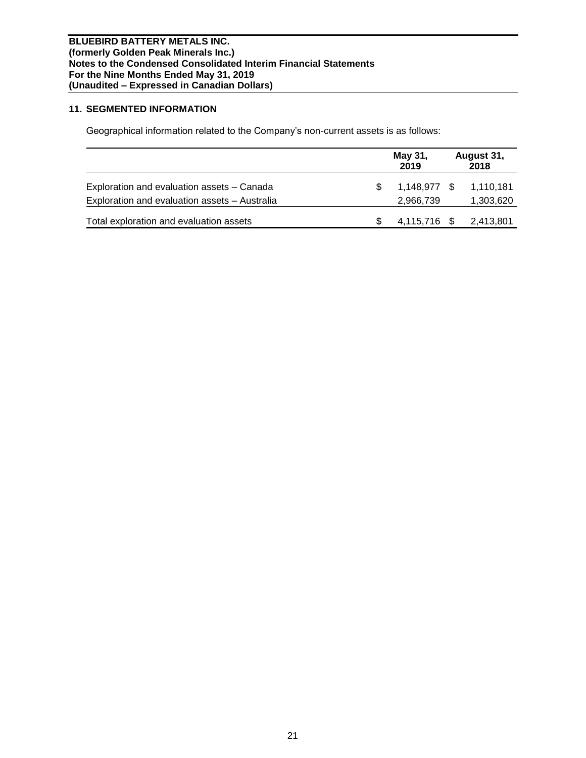## 11. SEGMENTED INFORMATION

Geographical information related to the Company's non-current assets is as follows:

| | May 31, 2019 | August 31, 2018 |
|---|---|---|
| Exploration and evaluation assets – Canada | $ 1,148,977 | $ 1,110,181 |
| Exploration and evaluation assets – Australia | 2,966,739 | 1,303,620 |
| Total exploration and evaluation assets | $ 4,115,716 | $ 2,413,801 |